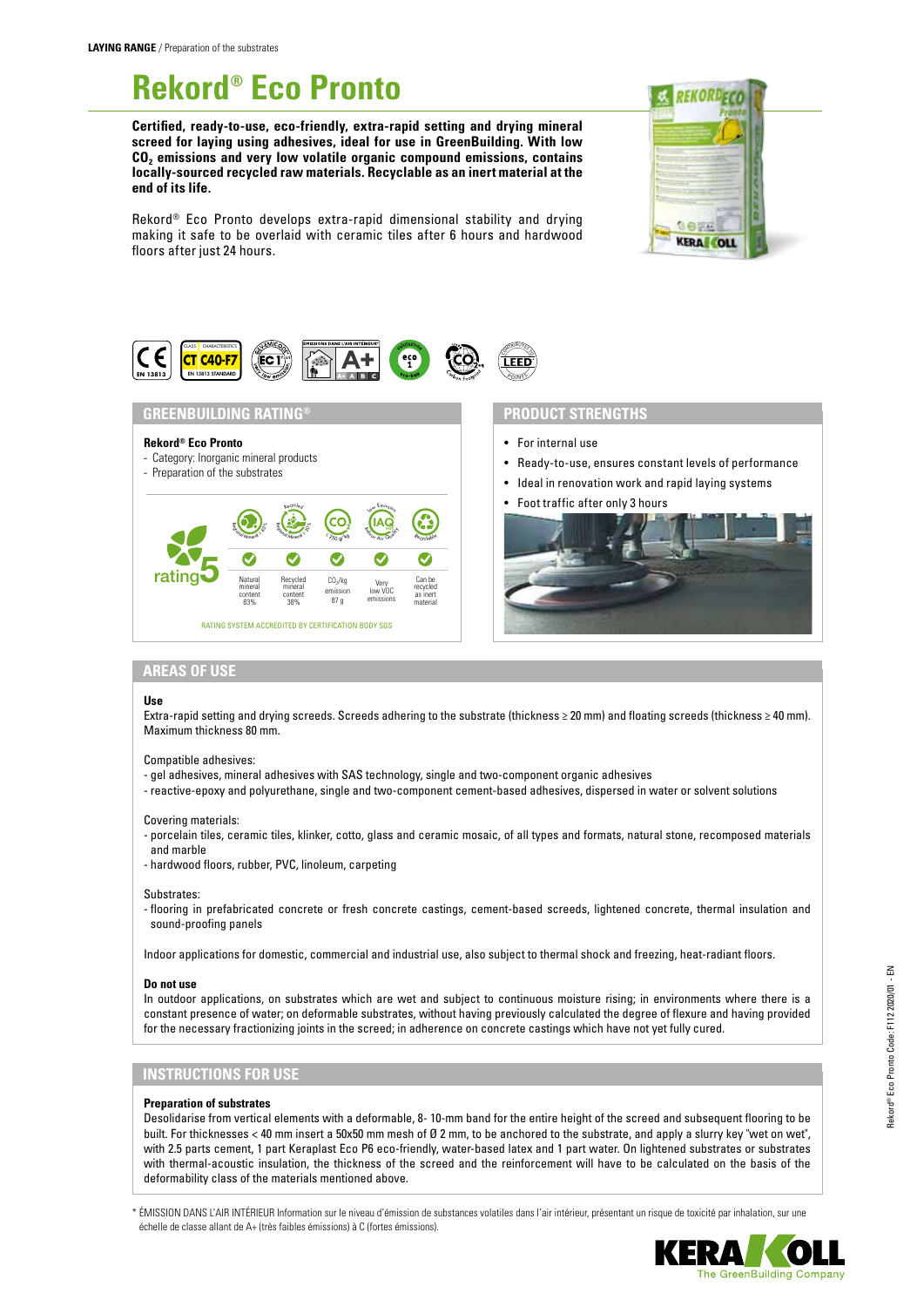**LAYING RANGE** / Preparation of the substrates

# Rekord® Eco Pronto

**Certified, ready-to-use, eco-friendly, extra-rapid setting and drying mineral screed for laying using adhesives, ideal for use in GreenBuilding. With low $CO_2$ emissions and very low volatile organic compound emissions, contains locally-sourced recycled raw materials. Recyclable as an inert material at the end of its life.**

Rekord® Eco Pronto develops extra-rapid dimensional stability and drying making it safe to be overlaid with ceramic tiles after 6 hours and hardwood floors after just 24 hours.

## GREENBUILDING RATING®

**Rekord® Eco Pronto**

- Category: Inorganic mineral products
- Preparation of the substrates

rating 5

| Natural mineral content 83% | Recycled mineral content 38% | $CO_2$/kg emission 87 g | Very low VOC emissions | Can be recycled as inert material |
|---|---|---|---|---|

RATING SYSTEM ACCREDITED BY CERTIFICATION BODY SGS

## PRODUCT STRENGTHS

- For internal use
- Ready-to-use, ensures constant levels of performance
- Ideal in renovation work and rapid laying systems
- Foot traffic after only 3 hours

## AREAS OF USE

**Use**

Extra-rapid setting and drying screeds. Screeds adhering to the substrate (thickness ≥ 20 mm) and floating screeds (thickness ≥ 40 mm). Maximum thickness 80 mm.

Compatible adhesives:
- gel adhesives, mineral adhesives with SAS technology, single and two-component organic adhesives
- reactive-epoxy and polyurethane, single and two-component cement-based adhesives, dispersed in water or solvent solutions

Covering materials:
- porcelain tiles, ceramic tiles, klinker, cotto, glass and ceramic mosaic, of all types and formats, natural stone, recomposed materials and marble
- hardwood floors, rubber, PVC, linoleum, carpeting

Substrates:
- flooring in prefabricated concrete or fresh concrete castings, cement-based screeds, lightened concrete, thermal insulation and sound-proofing panels

Indoor applications for domestic, commercial and industrial use, also subject to thermal shock and freezing, heat-radiant floors.

**Do not use**

In outdoor applications, on substrates which are wet and subject to continuous moisture rising; in environments where there is a constant presence of water; on deformable substrates, without having previously calculated the degree of flexure and having provided for the necessary fractionizing joints in the screed; in adherence on concrete castings which have not yet fully cured.

## INSTRUCTIONS FOR USE

**Preparation of substrates**

Desolidarise from vertical elements with a deformable, 8- 10-mm band for the entire height of the screed and subsequent flooring to be built. For thicknesses < 40 mm insert a 50x50 mm mesh of Ø 2 mm, to be anchored to the substrate, and apply a slurry key "wet on wet", with 2.5 parts cement, 1 part Keraplast Eco P6 eco-friendly, water-based latex and 1 part water. On lightened substrates or substrates with thermal-acoustic insulation, the thickness of the screed and the reinforcement will have to be calculated on the basis of the deformability class of the materials mentioned above.

\* ÉMISSION DANS L'AIR INTÉRIEUR Information sur le niveau d'émission de substances volatiles dans l'air intérieur, présentant un risque de toxicité par inhalation, sur une échelle de classe allant de A+ (très faibles émissions) à C (fortes émissions).

Rekord® Eco Pronto Code: F112 2020/01 - EN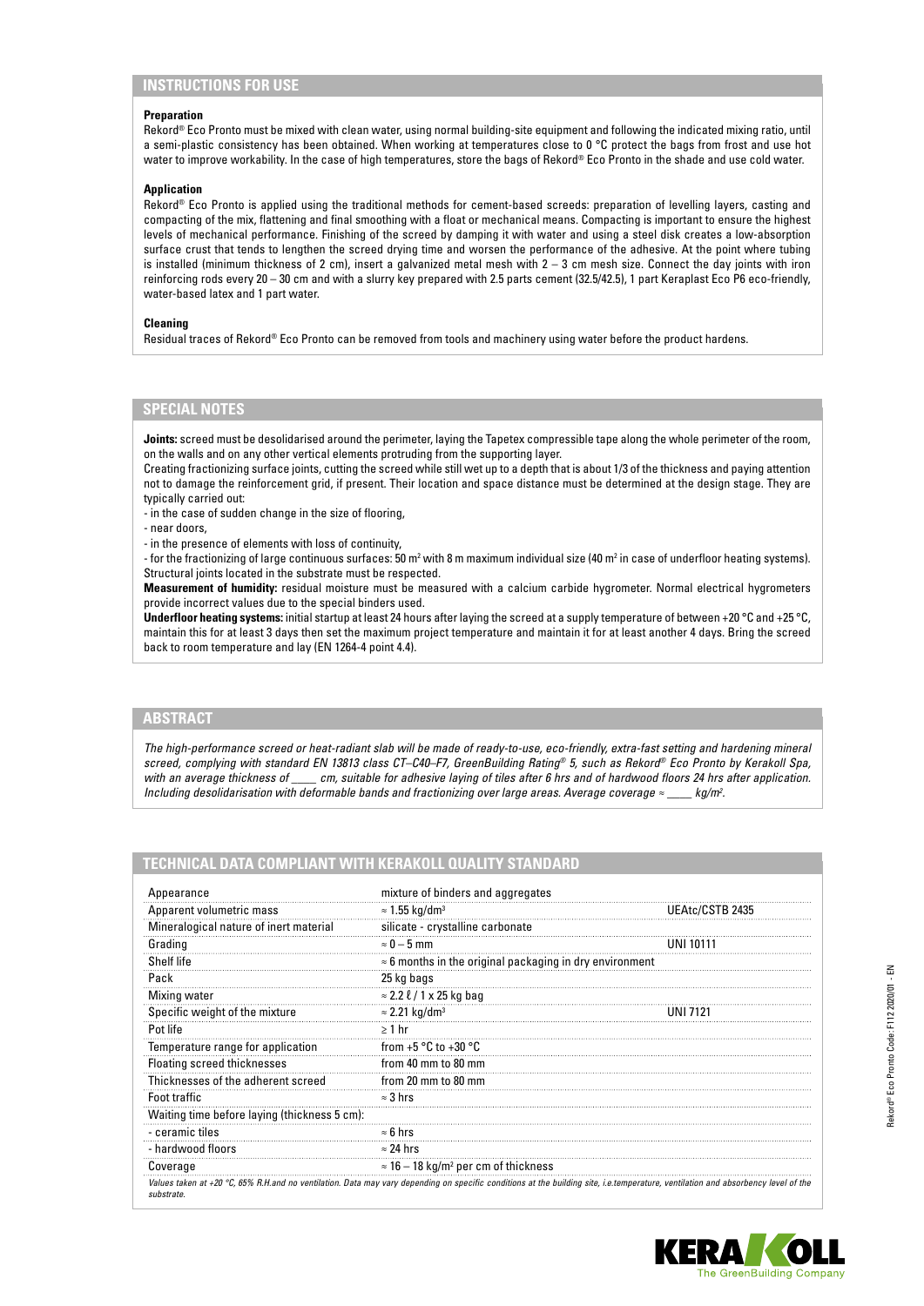## INSTRUCTIONS FOR USE

**Preparation**

Rekord® Eco Pronto must be mixed with clean water, using normal building-site equipment and following the indicated mixing ratio, until a semi-plastic consistency has been obtained. When working at temperatures close to 0 °C protect the bags from frost and use hot water to improve workability. In the case of high temperatures, store the bags of Rekord® Eco Pronto in the shade and use cold water.

**Application**

Rekord® Eco Pronto is applied using the traditional methods for cement-based screeds: preparation of levelling layers, casting and compacting of the mix, flattening and final smoothing with a float or mechanical means. Compacting is important to ensure the highest levels of mechanical performance. Finishing of the screed by damping it with water and using a steel disk creates a low-absorption surface crust that tends to lengthen the screed drying time and worsen the performance of the adhesive. At the point where tubing is installed (minimum thickness of 2 cm), insert a galvanized metal mesh with 2 – 3 cm mesh size. Connect the day joints with iron reinforcing rods every 20 – 30 cm and with a slurry key prepared with 2.5 parts cement (32.5/42.5), 1 part Keraplast Eco P6 eco-friendly, water-based latex and 1 part water.

**Cleaning**

Residual traces of Rekord® Eco Pronto can be removed from tools and machinery using water before the product hardens.

## SPECIAL NOTES

**Joints:** screed must be desolidarised around the perimeter, laying the Tapetex compressible tape along the whole perimeter of the room, on the walls and on any other vertical elements protruding from the supporting layer.

Creating fractionizing surface joints, cutting the screed while still wet up to a depth that is about 1/3 of the thickness and paying attention not to damage the reinforcement grid, if present. Their location and space distance must be determined at the design stage. They are typically carried out:

- in the case of sudden change in the size of flooring,
- near doors,
- in the presence of elements with loss of continuity,
- for the fractionizing of large continuous surfaces: 50 m² with 8 m maximum individual size (40 m² in case of underfloor heating systems).

Structural joints located in the substrate must be respected.

**Measurement of humidity:** residual moisture must be measured with a calcium carbide hygrometer. Normal electrical hygrometers provide incorrect values due to the special binders used.

**Underfloor heating systems:** initial startup at least 24 hours after laying the screed at a supply temperature of between +20 °C and +25 °C, maintain this for at least 3 days then set the maximum project temperature and maintain it for at least another 4 days. Bring the screed back to room temperature and lay (EN 1264-4 point 4.4).

## ABSTRACT

*The high-performance screed or heat-radiant slab will be made of ready-to-use, eco-friendly, extra-fast setting and hardening mineral screed, complying with standard EN 13813 class CT–C40–F7, GreenBuilding Rating® 5, such as Rekord® Eco Pronto by Kerakoll Spa, with an average thickness of ____ cm, suitable for adhesive laying of tiles after 6 hrs and of hardwood floors 24 hrs after application. Including desolidarisation with deformable bands and fractionizing over large areas. Average coverage ≈ ____ kg/m².*

## TECHNICAL DATA COMPLIANT WITH KERAKOLL QUALITY STANDARD

| | | |
|---|---|---|
| Appearance | mixture of binders and aggregates | |
| Apparent volumetric mass | ≈ 1.55 kg/dm³ | UEAtc/CSTB 2435 |
| Mineralogical nature of inert material | silicate - crystalline carbonate | |
| Grading | ≈ 0 – 5 mm | UNI 10111 |
| Shelf life | ≈ 6 months in the original packaging in dry environment | |
| Pack | 25 kg bags | |
| Mixing water | ≈ 2.2 ℓ / 1 x 25 kg bag | |
| Specific weight of the mixture | ≈ 2.21 kg/dm³ | UNI 7121 |
| Pot life | ≥ 1 hr | |
| Temperature range for application | from +5 °C to +30 °C | |
| Floating screed thicknesses | from 40 mm to 80 mm | |
| Thicknesses of the adherent screed | from 20 mm to 80 mm | |
| Foot traffic | ≈ 3 hrs | |
| Waiting time before laying (thickness 5 cm): | | |
| - ceramic tiles | ≈ 6 hrs | |
| - hardwood floors | ≈ 24 hrs | |
| Coverage | ≈ 16 – 18 kg/m² per cm of thickness | |

*Values taken at +20 °C, 65% R.H.and no ventilation. Data may vary depending on specific conditions at the building site, i.e.temperature, ventilation and absorbency level of the substrate.*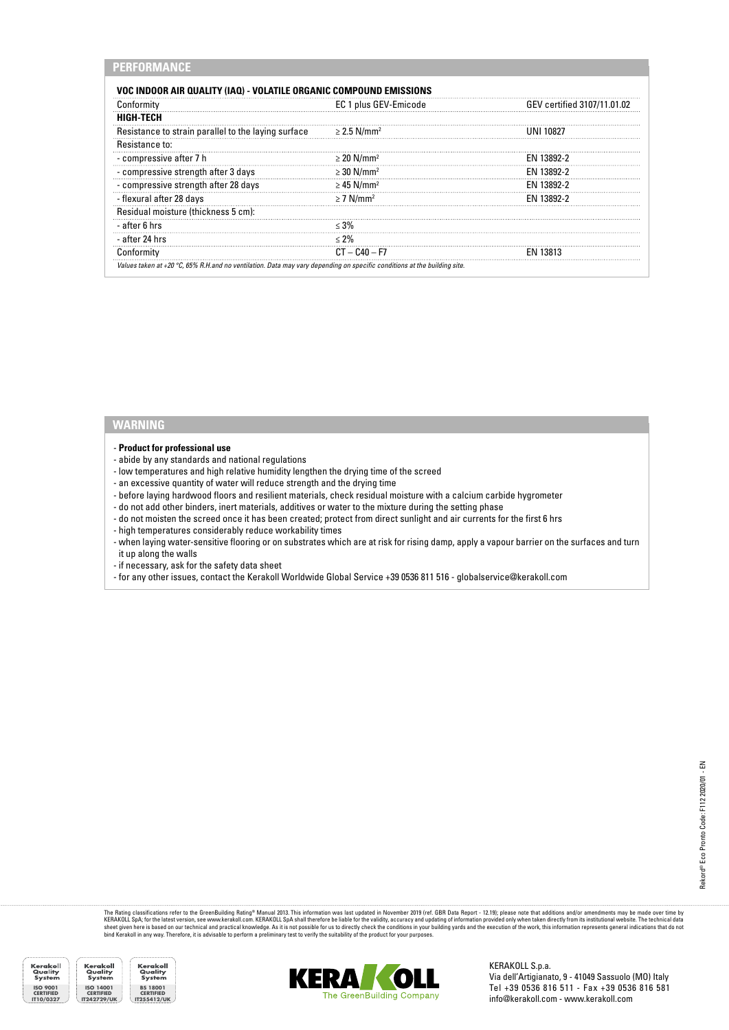## PERFORMANCE

| VOC INDOOR AIR QUALITY (IAQ) - VOLATILE ORGANIC COMPOUND EMISSIONS | | |
|---|---|---|
| Conformity | EC 1 plus GEV-Emicode | GEV certified 3107/11.01.02 |
| **HIGH-TECH** | | |
| Resistance to strain parallel to the laying surface | ≥ 2.5 N/mm² | UNI 10827 |
| Resistance to: | | |
| - compressive after 7 h | ≥ 20 N/mm² | EN 13892-2 |
| - compressive strength after 3 days | ≥ 30 N/mm² | EN 13892-2 |
| - compressive strength after 28 days | ≥ 45 N/mm² | EN 13892-2 |
| - flexural after 28 days | ≥ 7 N/mm² | EN 13892-2 |
| Residual moisture (thickness 5 cm): | | |
| - after 6 hrs | ≤ 3% | |
| - after 24 hrs | ≤ 2% | |
| Conformity | CT – C40 – F7 | EN 13813 |

*Values taken at +20 °C, 65% R.H.and no ventilation. Data may vary depending on specific conditions at the building site.*

## WARNING

- **Product for professional use**
- abide by any standards and national regulations
- low temperatures and high relative humidity lengthen the drying time of the screed
- an excessive quantity of water will reduce strength and the drying time
- before laying hardwood floors and resilient materials, check residual moisture with a calcium carbide hygrometer
- do not add other binders, inert materials, additives or water to the mixture during the setting phase
- do not moisten the screed once it has been created; protect from direct sunlight and air currents for the first 6 hrs
- high temperatures considerably reduce workability times
- when laying water-sensitive flooring or on substrates which are at risk for rising damp, apply a vapour barrier on the surfaces and turn it up along the walls
- if necessary, ask for the safety data sheet
- for any other issues, contact the Kerakoll Worldwide Global Service +39 0536 811 516 - globalservice@kerakoll.com

Rekord® Eco Pronto Code: F112 2020/01 - EN

The Rating classifications refer to the GreenBuilding Rating® Manual 2013. This information was last updated in November 2019 (ref. GBR Data Report - 12.19); please note that additions and/or amendments may be made over time by KERAKOLL SpA; for the latest version, see www.kerakoll.com. KERAKOLL SpA shall therefore be liable for the validity, accuracy and updating of information provided only when taken directly from its institutional website. The technical data sheet given here is based on our technical and practical knowledge. As it is not possible for us to directly check the conditions in your building yards and the execution of the work, this information represents general indications that do not bind Kerakoll in any way. Therefore, it is advisable to perform a preliminary test to verify the suitability of the product for your purposes.

Kerakoll Quality System ISO 9001 CERTIFIED IT10/0327

Kerakoll Quality System ISO 14001 CERTIFIED IT242729/UK

Kerakoll Quality System BS 18001 CERTIFIED IT255412/UK

KERAKOLL The GreenBuilding Company

KERAKOLL S.p.a.
Via dell'Artigianato, 9 - 41049 Sassuolo (MO) Italy
Tel +39 0536 816 511 - Fax +39 0536 816 581
info@kerakoll.com - www.kerakoll.com